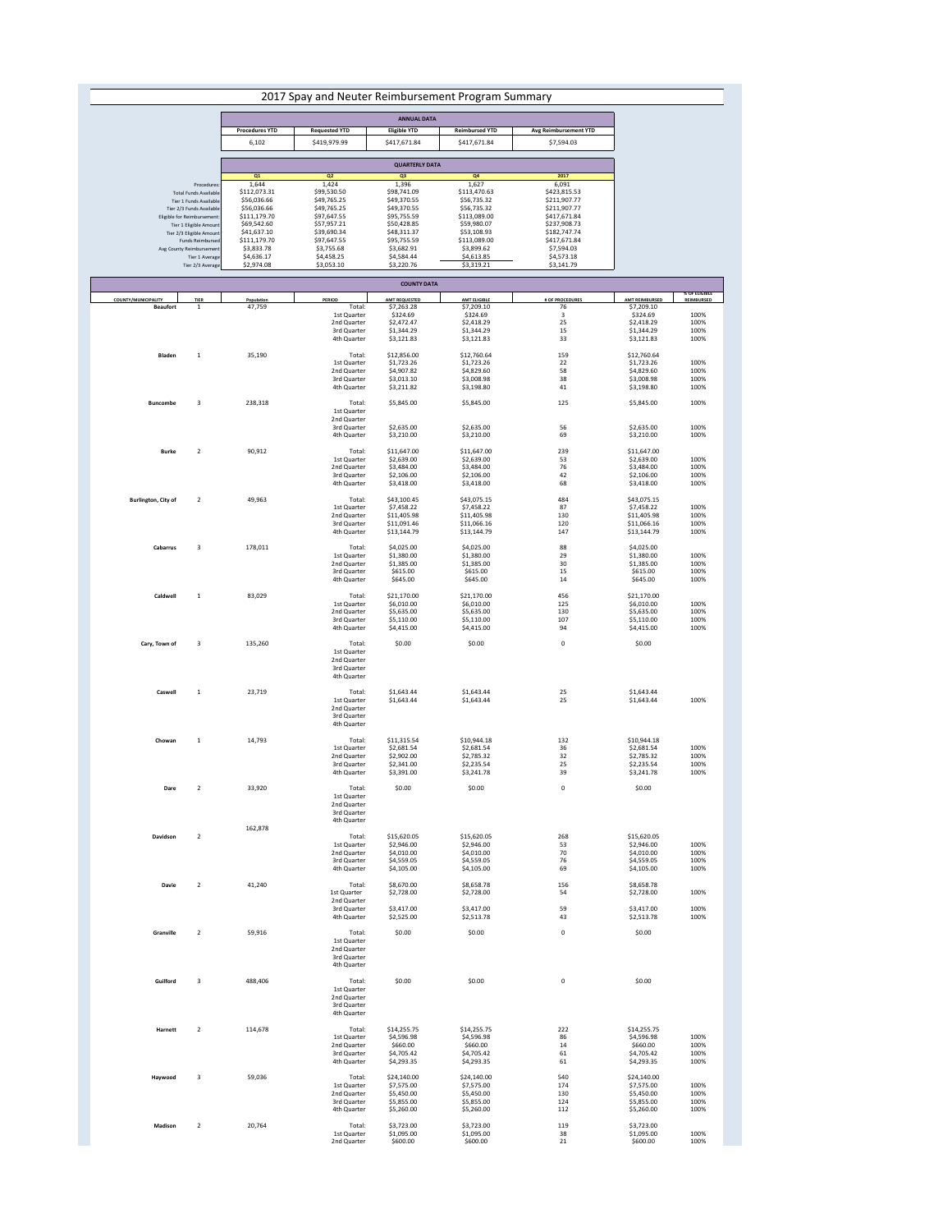# 2017 Spay and Neuter Reimbursement Program Summary

| ANNUAL DATA | | | | |
|---|---|---|---|---|
| Procedures YTD | Requested YTD | Eligible YTD | Reimbursed YTD | Avg Reimbursement YTD |
| 6,102 | $419,979.99 | $417,671.84 | $417,671.84 | $7,594.03 |

| QUARTERLY DATA | Q1 | Q2 | Q3 | Q4 | 2017 |
|---|---|---|---|---|---|
| Procedures: | 1,644 | 1,424 | 1,396 | 1,627 | 6,091 |
| Total Funds Available | $112,073.31 | $99,530.50 | $98,741.09 | $113,470.63 | $423,815.53 |
| Tier 1 Funds Available | $56,036.66 | $49,765.25 | $49,370.55 | $56,735.32 | $211,907.77 |
| Tier 2/3 Funds Available | $56,036.66 | $49,765.25 | $49,370.55 | $56,735.32 | $211,907.77 |
| Eligible for Reimbursement: | $111,179.70 | $97,647.55 | $95,755.59 | $113,089.00 | $417,671.84 |
| Tier 1 Eligible Amount | $69,542.60 | $57,957.21 | $50,428.85 | $59,980.07 | $237,908.73 |
| Tier 2/3 Eligible Amount | $41,637.10 | $39,690.34 | $48,311.37 | $53,108.93 | $182,747.74 |
| Funds Reimbursed | $111,179.70 | $97,647.55 | $95,755.59 | $113,089.00 | $417,671.84 |
| Avg County Reimbursement | $3,833.78 | $3,755.68 | $3,682.91 | $3,899.62 | $7,594.03 |
| Tier 1 Average | $4,636.17 | $4,458.25 | $4,584.44 | $4,613.85 | $4,573.18 |
| Tier 2/3 Average | $2,974.08 | $3,053.10 | $3,220.76 | $3,319.21 | $3,141.79 |

## COUNTY DATA

| COUNTY/MUNICIPALITY | TIER | Population | PERIOD | AMT REQUESTED | AMT ELIGIBLE | # OF PROCEDURES | AMT REIMBURSED | % OF ELIGIBLE REIMBURSED |
|---|---|---|---|---|---|---|---|---|
| Beaufort | 1 | 47,759 | Total: | $7,263.28 | $7,209.10 | 76 | $7,209.10 | |
| | | | 1st Quarter | $324.69 | $324.69 | 3 | $324.69 | 100% |
| | | | 2nd Quarter | $2,472.47 | $2,418.29 | 25 | $2,418.29 | 100% |
| | | | 3rd Quarter | $1,344.29 | $1,344.29 | 15 | $1,344.29 | 100% |
| | | | 4th Quarter | $3,121.83 | $3,121.83 | 33 | $3,121.83 | 100% |
| Bladen | 1 | 35,190 | Total: | $12,856.00 | $12,760.64 | 159 | $12,760.64 | |
| | | | 1st Quarter | $1,723.26 | $1,723.26 | 22 | $1,723.26 | 100% |
| | | | 2nd Quarter | $4,907.82 | $4,829.60 | 58 | $4,829.60 | 100% |
| | | | 3rd Quarter | $3,013.10 | $3,008.98 | 38 | $3,008.98 | 100% |
| | | | 4th Quarter | $3,211.82 | $3,198.80 | 41 | $3,198.80 | 100% |
| Buncombe | 3 | 238,318 | Total: | $5,845.00 | $5,845.00 | 125 | $5,845.00 | 100% |
| | | | 1st Quarter | | | | | |
| | | | 2nd Quarter | | | | | |
| | | | 3rd Quarter | $2,635.00 | $2,635.00 | 56 | $2,635.00 | 100% |
| | | | 4th Quarter | $3,210.00 | $3,210.00 | 69 | $3,210.00 | 100% |
| Burke | 2 | 90,912 | Total: | $11,647.00 | $11,647.00 | 239 | $11,647.00 | |
| | | | 1st Quarter | $2,639.00 | $2,639.00 | 53 | $2,639.00 | 100% |
| | | | 2nd Quarter | $3,484.00 | $3,484.00 | 76 | $3,484.00 | 100% |
| | | | 3rd Quarter | $2,106.00 | $2,106.00 | 42 | $2,106.00 | 100% |
| | | | 4th Quarter | $3,418.00 | $3,418.00 | 68 | $3,418.00 | 100% |
| Burlington, City of | 2 | 49,963 | Total: | $43,100.45 | $43,075.15 | 484 | $43,075.15 | |
| | | | 1st Quarter | $7,458.22 | $7,458.22 | 87 | $7,458.22 | 100% |
| | | | 2nd Quarter | $11,405.98 | $11,405.98 | 130 | $11,405.98 | 100% |
| | | | 3rd Quarter | $11,091.46 | $11,066.16 | 120 | $11,066.16 | 100% |
| | | | 4th Quarter | $13,144.79 | $13,144.79 | 147 | $13,144.79 | 100% |
| Cabarrus | 3 | 178,011 | Total: | $4,025.00 | $4,025.00 | 88 | $4,025.00 | |
| | | | 1st Quarter | $1,380.00 | $1,380.00 | 29 | $1,380.00 | 100% |
| | | | 2nd Quarter | $1,385.00 | $1,385.00 | 30 | $1,385.00 | 100% |
| | | | 3rd Quarter | $615.00 | $615.00 | 15 | $615.00 | 100% |
| | | | 4th Quarter | $645.00 | $645.00 | 14 | $645.00 | 100% |
| Caldwell | 1 | 83,029 | Total: | $21,170.00 | $21,170.00 | 456 | $21,170.00 | |
| | | | 1st Quarter | $6,010.00 | $6,010.00 | 125 | $6,010.00 | 100% |
| | | | 2nd Quarter | $5,635.00 | $5,635.00 | 130 | $5,635.00 | 100% |
| | | | 3rd Quarter | $5,110.00 | $5,110.00 | 107 | $5,110.00 | 100% |
| | | | 4th Quarter | $4,415.00 | $4,415.00 | 94 | $4,415.00 | 100% |
| Cary, Town of | 3 | 135,260 | Total: | $0.00 | $0.00 | 0 | $0.00 | |
| | | | 1st Quarter | | | | | |
| | | | 2nd Quarter | | | | | |
| | | | 3rd Quarter | | | | | |
| | | | 4th Quarter | | | | | |
| Caswell | 1 | 23,719 | Total: | $1,643.44 | $1,643.44 | 25 | $1,643.44 | |
| | | | 1st Quarter | $1,643.44 | $1,643.44 | 25 | $1,643.44 | 100% |
| | | | 2nd Quarter | | | | | |
| | | | 3rd Quarter | | | | | |
| | | | 4th Quarter | | | | | |
| Chowan | 1 | 14,793 | Total: | $11,315.54 | $10,944.18 | 132 | $10,944.18 | |
| | | | 1st Quarter | $2,681.54 | $2,681.54 | 36 | $2,681.54 | 100% |
| | | | 2nd Quarter | $2,902.00 | $2,785.32 | 32 | $2,785.32 | 100% |
| | | | 3rd Quarter | $2,341.00 | $2,235.54 | 25 | $2,235.54 | 100% |
| | | | 4th Quarter | $3,391.00 | $3,241.78 | 39 | $3,241.78 | 100% |
| Dare | 2 | 33,920 | Total: | $0.00 | $0.00 | 0 | $0.00 | |
| | | | 1st Quarter | | | | | |
| | | | 2nd Quarter | | | | | |
| | | | 3rd Quarter | | | | | |
| | | | 4th Quarter | | | | | |
| Davidson | 2 | 162,878 | Total: | $15,620.05 | $15,620.05 | 268 | $15,620.05 | |
| | | | 1st Quarter | $2,946.00 | $2,946.00 | 53 | $2,946.00 | 100% |
| | | | 2nd Quarter | $4,010.00 | $4,010.00 | 70 | $4,010.00 | 100% |
| | | | 3rd Quarter | $4,559.05 | $4,559.05 | 76 | $4,559.05 | 100% |
| | | | 4th Quarter | $4,105.00 | $4,105.00 | 69 | $4,105.00 | 100% |
| Davie | 2 | 41,240 | Total: | $8,670.00 | $8,658.78 | 156 | $8,658.78 | |
| | | | 1st Quarter | $2,728.00 | $2,728.00 | 54 | $2,728.00 | 100% |
| | | | 2nd Quarter | | | | | |
| | | | 3rd Quarter | $3,417.00 | $3,417.00 | 59 | $3,417.00 | 100% |
| | | | 4th Quarter | $2,525.00 | $2,513.78 | 43 | $2,513.78 | 100% |
| Granville | 2 | 59,916 | Total: | $0.00 | $0.00 | 0 | $0.00 | |
| | | | 1st Quarter | | | | | |
| | | | 2nd Quarter | | | | | |
| | | | 3rd Quarter | | | | | |
| | | | 4th Quarter | | | | | |
| Guilford | 3 | 488,406 | Total: | $0.00 | $0.00 | 0 | $0.00 | |
| | | | 1st Quarter | | | | | |
| | | | 2nd Quarter | | | | | |
| | | | 3rd Quarter | | | | | |
| | | | 4th Quarter | | | | | |
| Harnett | 2 | 114,678 | Total: | $14,255.75 | $14,255.75 | 222 | $14,255.75 | |
| | | | 1st Quarter | $4,596.98 | $4,596.98 | 86 | $4,596.98 | 100% |
| | | | 2nd Quarter | $660.00 | $660.00 | 14 | $660.00 | 100% |
| | | | 3rd Quarter | $4,705.42 | $4,705.42 | 61 | $4,705.42 | 100% |
| | | | 4th Quarter | $4,293.35 | $4,293.35 | 61 | $4,293.35 | 100% |
| Haywood | 3 | 59,036 | Total: | $24,140.00 | $24,140.00 | 540 | $24,140.00 | |
| | | | 1st Quarter | $7,575.00 | $7,575.00 | 174 | $7,575.00 | 100% |
| | | | 2nd Quarter | $5,450.00 | $5,450.00 | 130 | $5,450.00 | 100% |
| | | | 3rd Quarter | $5,855.00 | $5,855.00 | 124 | $5,855.00 | 100% |
| | | | 4th Quarter | $5,260.00 | $5,260.00 | 112 | $5,260.00 | 100% |
| Madison | 2 | 20,764 | Total: | $3,723.00 | $3,723.00 | 119 | $3,723.00 | |
| | | | 1st Quarter | $1,095.00 | $1,095.00 | 38 | $1,095.00 | 100% |
| | | | 2nd Quarter | $600.00 | $600.00 | 21 | $600.00 | 100% |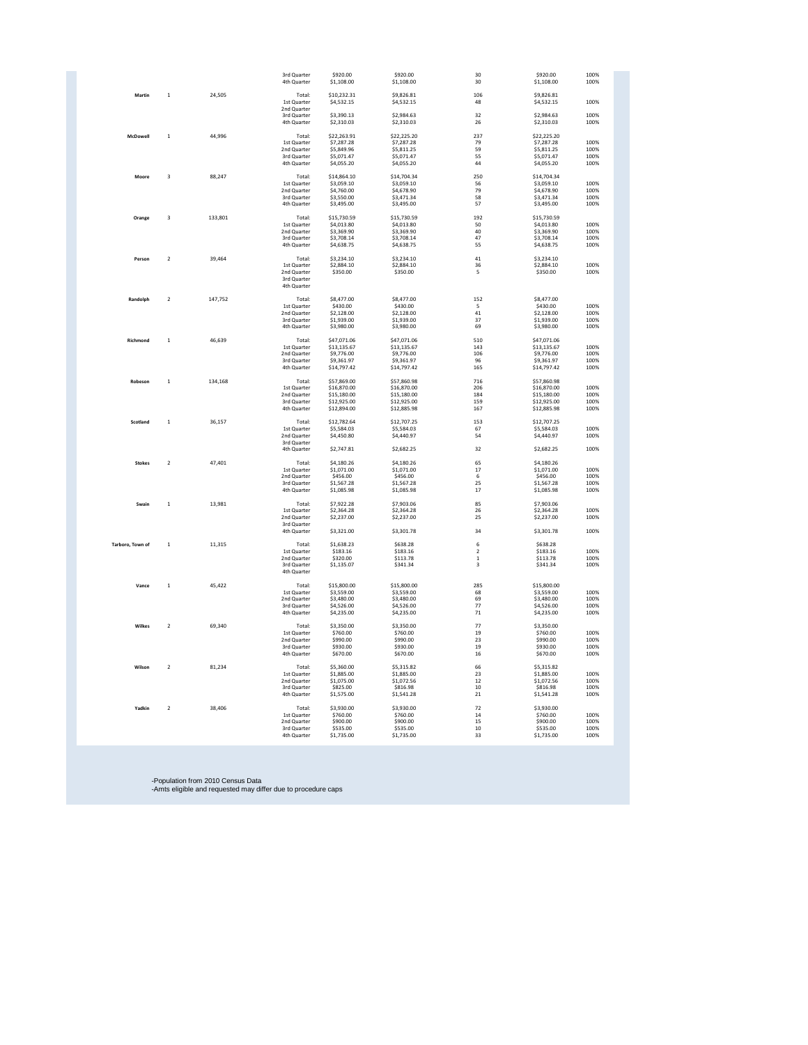| | | | | | | | | |
|---|---|---|---|---|---|---|---|---|
| | | | 3rd Quarter | $920.00 | $920.00 | 30 | $920.00 | 100% |
| | | | 4th Quarter | $1,108.00 | $1,108.00 | 30 | $1,108.00 | 100% |
| **Martin** | 1 | 24,505 | Total: | $10,232.31 | $9,826.81 | 106 | $9,826.81 | |
| | | | 1st Quarter | $4,532.15 | $4,532.15 | 48 | $4,532.15 | 100% |
| | | | 2nd Quarter | | | | | |
| | | | 3rd Quarter | $3,390.13 | $2,984.63 | 32 | $2,984.63 | 100% |
| | | | 4th Quarter | $2,310.03 | $2,310.03 | 26 | $2,310.03 | 100% |
| **McDowell** | 1 | 44,996 | Total: | $22,263.91 | $22,225.20 | 237 | $22,225.20 | |
| | | | 1st Quarter | $7,287.28 | $7,287.28 | 79 | $7,287.28 | 100% |
| | | | 2nd Quarter | $5,849.96 | $5,811.25 | 59 | $5,811.25 | 100% |
| | | | 3rd Quarter | $5,071.47 | $5,071.47 | 55 | $5,071.47 | 100% |
| | | | 4th Quarter | $4,055.20 | $4,055.20 | 44 | $4,055.20 | 100% |
| **Moore** | 3 | 88,247 | Total: | $14,864.10 | $14,704.34 | 250 | $14,704.34 | |
| | | | 1st Quarter | $3,059.10 | $3,059.10 | 56 | $3,059.10 | 100% |
| | | | 2nd Quarter | $4,760.00 | $4,678.90 | 79 | $4,678.90 | 100% |
| | | | 3rd Quarter | $3,550.00 | $3,471.34 | 58 | $3,471.34 | 100% |
| | | | 4th Quarter | $3,495.00 | $3,495.00 | 57 | $3,495.00 | 100% |
| **Orange** | 3 | 133,801 | Total: | $15,730.59 | $15,730.59 | 192 | $15,730.59 | |
| | | | 1st Quarter | $4,013.80 | $4,013.80 | 50 | $4,013.80 | 100% |
| | | | 2nd Quarter | $3,369.90 | $3,369.90 | 40 | $3,369.90 | 100% |
| | | | 3rd Quarter | $3,708.14 | $3,708.14 | 47 | $3,708.14 | 100% |
| | | | 4th Quarter | $4,638.75 | $4,638.75 | 55 | $4,638.75 | 100% |
| **Person** | 2 | 39,464 | Total: | $3,234.10 | $3,234.10 | 41 | $3,234.10 | |
| | | | 1st Quarter | $2,884.10 | $2,884.10 | 36 | $2,884.10 | 100% |
| | | | 2nd Quarter | $350.00 | $350.00 | 5 | $350.00 | 100% |
| | | | 3rd Quarter | | | | | |
| | | | 4th Quarter | | | | | |
| **Randolph** | 2 | 147,752 | Total: | $8,477.00 | $8,477.00 | 152 | $8,477.00 | |
| | | | 1st Quarter | $430.00 | $430.00 | 5 | $430.00 | 100% |
| | | | 2nd Quarter | $2,128.00 | $2,128.00 | 41 | $2,128.00 | 100% |
| | | | 3rd Quarter | $1,939.00 | $1,939.00 | 37 | $1,939.00 | 100% |
| | | | 4th Quarter | $3,980.00 | $3,980.00 | 69 | $3,980.00 | 100% |
| **Richmond** | 1 | 46,639 | Total: | $47,071.06 | $47,071.06 | 510 | $47,071.06 | |
| | | | 1st Quarter | $13,135.67 | $13,135.67 | 143 | $13,135.67 | 100% |
| | | | 2nd Quarter | $9,776.00 | $9,776.00 | 106 | $9,776.00 | 100% |
| | | | 3rd Quarter | $9,361.97 | $9,361.97 | 96 | $9,361.97 | 100% |
| | | | 4th Quarter | $14,797.42 | $14,797.42 | 165 | $14,797.42 | 100% |
| **Robeson** | 1 | 134,168 | Total: | $57,869.00 | $57,860.98 | 716 | $57,860.98 | |
| | | | 1st Quarter | $16,870.00 | $16,870.00 | 206 | $16,870.00 | 100% |
| | | | 2nd Quarter | $15,180.00 | $15,180.00 | 184 | $15,180.00 | 100% |
| | | | 3rd Quarter | $12,925.00 | $12,925.00 | 159 | $12,925.00 | 100% |
| | | | 4th Quarter | $12,894.00 | $12,885.98 | 167 | $12,885.98 | 100% |
| **Scotland** | 1 | 36,157 | Total: | $12,782.64 | $12,707.25 | 153 | $12,707.25 | |
| | | | 1st Quarter | $5,584.03 | $5,584.03 | 67 | $5,584.03 | 100% |
| | | | 2nd Quarter | $4,450.80 | $4,440.97 | 54 | $4,440.97 | 100% |
| | | | 3rd Quarter | | | | | |
| | | | 4th Quarter | $2,747.81 | $2,682.25 | 32 | $2,682.25 | 100% |
| **Stokes** | 2 | 47,401 | Total: | $4,180.26 | $4,180.26 | 65 | $4,180.26 | |
| | | | 1st Quarter | $1,071.00 | $1,071.00 | 17 | $1,071.00 | 100% |
| | | | 2nd Quarter | $456.00 | $456.00 | 6 | $456.00 | 100% |
| | | | 3rd Quarter | $1,567.28 | $1,567.28 | 25 | $1,567.28 | 100% |
| | | | 4th Quarter | $1,085.98 | $1,085.98 | 17 | $1,085.98 | 100% |
| **Swain** | 1 | 13,981 | Total: | $7,922.28 | $7,903.06 | 85 | $7,903.06 | |
| | | | 1st Quarter | $2,364.28 | $2,364.28 | 26 | $2,364.28 | 100% |
| | | | 2nd Quarter | $2,237.00 | $2,237.00 | 25 | $2,237.00 | 100% |
| | | | 3rd Quarter | | | | | |
| | | | 4th Quarter | $3,321.00 | $3,301.78 | 34 | $3,301.78 | 100% |
| **Tarboro, Town of** | 1 | 11,315 | Total: | $1,638.23 | $638.28 | 6 | $638.28 | |
| | | | 1st Quarter | $183.16 | $183.16 | 2 | $183.16 | 100% |
| | | | 2nd Quarter | $320.00 | $113.78 | 1 | $113.78 | 100% |
| | | | 3rd Quarter | $1,135.07 | $341.34 | 3 | $341.34 | 100% |
| | | | 4th Quarter | | | | | |
| **Vance** | 1 | 45,422 | Total: | $15,800.00 | $15,800.00 | 285 | $15,800.00 | |
| | | | 1st Quarter | $3,559.00 | $3,559.00 | 68 | $3,559.00 | 100% |
| | | | 2nd Quarter | $3,480.00 | $3,480.00 | 69 | $3,480.00 | 100% |
| | | | 3rd Quarter | $4,526.00 | $4,526.00 | 77 | $4,526.00 | 100% |
| | | | 4th Quarter | $4,235.00 | $4,235.00 | 71 | $4,235.00 | 100% |
| **Wilkes** | 2 | 69,340 | Total: | $3,350.00 | $3,350.00 | 77 | $3,350.00 | |
| | | | 1st Quarter | $760.00 | $760.00 | 19 | $760.00 | 100% |
| | | | 2nd Quarter | $990.00 | $990.00 | 23 | $990.00 | 100% |
| | | | 3rd Quarter | $930.00 | $930.00 | 19 | $930.00 | 100% |
| | | | 4th Quarter | $670.00 | $670.00 | 16 | $670.00 | 100% |
| **Wilson** | 2 | 81,234 | Total: | $5,360.00 | $5,315.82 | 66 | $5,315.82 | |
| | | | 1st Quarter | $1,885.00 | $1,885.00 | 23 | $1,885.00 | 100% |
| | | | 2nd Quarter | $1,075.00 | $1,072.56 | 12 | $1,072.56 | 100% |
| | | | 3rd Quarter | $825.00 | $816.98 | 10 | $816.98 | 100% |
| | | | 4th Quarter | $1,575.00 | $1,541.28 | 21 | $1,541.28 | 100% |
| **Yadkin** | 2 | 38,406 | Total: | $3,930.00 | $3,930.00 | 72 | $3,930.00 | |
| | | | 1st Quarter | $760.00 | $760.00 | 14 | $760.00 | 100% |
| | | | 2nd Quarter | $900.00 | $900.00 | 15 | $900.00 | 100% |
| | | | 3rd Quarter | $535.00 | $535.00 | 10 | $535.00 | 100% |
| | | | 4th Quarter | $1,735.00 | $1,735.00 | 33 | $1,735.00 | 100% |

-Population from 2010 Census Data
-Amts eligible and requested may differ due to procedure caps